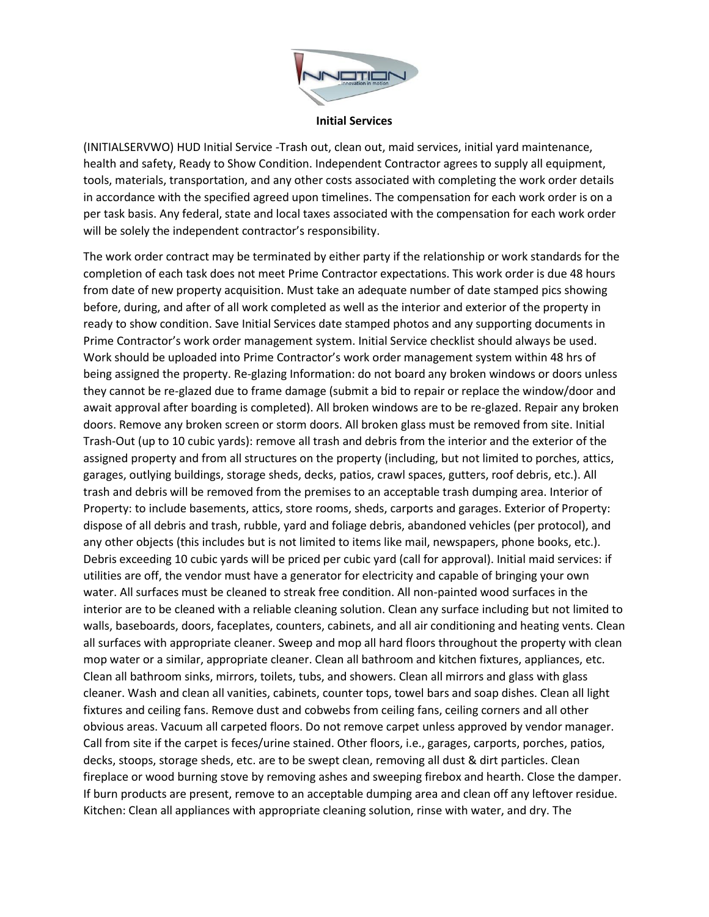# Initial Services

(INITIALSERVWO) HUD Initial Service -Trash out, clean out, maid services, initial yard maintenance, health and safety, Ready to Show Condition. Independent Contractor agrees to supply all equipment, tools, materials, transportation, and any other costs associated with completing the work order details in accordance with the specified agreed upon timelines. The compensation for each work order is on a per task basis. Any federal, state and local taxes associated with the compensation for each work order will be solely the independent contractor's responsibility.

The work order contract may be terminated by either party if the relationship or work standards for the completion of each task does not meet Prime Contractor expectations. This work order is due 48 hours from date of new property acquisition. Must take an adequate number of date stamped pics showing before, during, and after of all work completed as well as the interior and exterior of the property in ready to show condition. Save Initial Services date stamped photos and any supporting documents in Prime Contractor's work order management system. Initial Service checklist should always be used. Work should be uploaded into Prime Contractor's work order management system within 48 hrs of being assigned the property. Re-glazing Information: do not board any broken windows or doors unless they cannot be re-glazed due to frame damage (submit a bid to repair or replace the window/door and await approval after boarding is completed). All broken windows are to be re-glazed. Repair any broken doors. Remove any broken screen or storm doors. All broken glass must be removed from site. Initial Trash-Out (up to 10 cubic yards): remove all trash and debris from the interior and the exterior of the assigned property and from all structures on the property (including, but not limited to porches, attics, garages, outlying buildings, storage sheds, decks, patios, crawl spaces, gutters, roof debris, etc.). All trash and debris will be removed from the premises to an acceptable trash dumping area. Interior of Property: to include basements, attics, store rooms, sheds, carports and garages. Exterior of Property: dispose of all debris and trash, rubble, yard and foliage debris, abandoned vehicles (per protocol), and any other objects (this includes but is not limited to items like mail, newspapers, phone books, etc.). Debris exceeding 10 cubic yards will be priced per cubic yard (call for approval). Initial maid services: if utilities are off, the vendor must have a generator for electricity and capable of bringing your own water. All surfaces must be cleaned to streak free condition. All non-painted wood surfaces in the interior are to be cleaned with a reliable cleaning solution. Clean any surface including but not limited to walls, baseboards, doors, faceplates, counters, cabinets, and all air conditioning and heating vents. Clean all surfaces with appropriate cleaner. Sweep and mop all hard floors throughout the property with clean mop water or a similar, appropriate cleaner. Clean all bathroom and kitchen fixtures, appliances, etc. Clean all bathroom sinks, mirrors, toilets, tubs, and showers. Clean all mirrors and glass with glass cleaner. Wash and clean all vanities, cabinets, counter tops, towel bars and soap dishes. Clean all light fixtures and ceiling fans. Remove dust and cobwebs from ceiling fans, ceiling corners and all other obvious areas. Vacuum all carpeted floors. Do not remove carpet unless approved by vendor manager. Call from site if the carpet is feces/urine stained. Other floors, i.e., garages, carports, porches, patios, decks, stoops, storage sheds, etc. are to be swept clean, removing all dust & dirt particles. Clean fireplace or wood burning stove by removing ashes and sweeping firebox and hearth. Close the damper. If burn products are present, remove to an acceptable dumping area and clean off any leftover residue. Kitchen: Clean all appliances with appropriate cleaning solution, rinse with water, and dry. The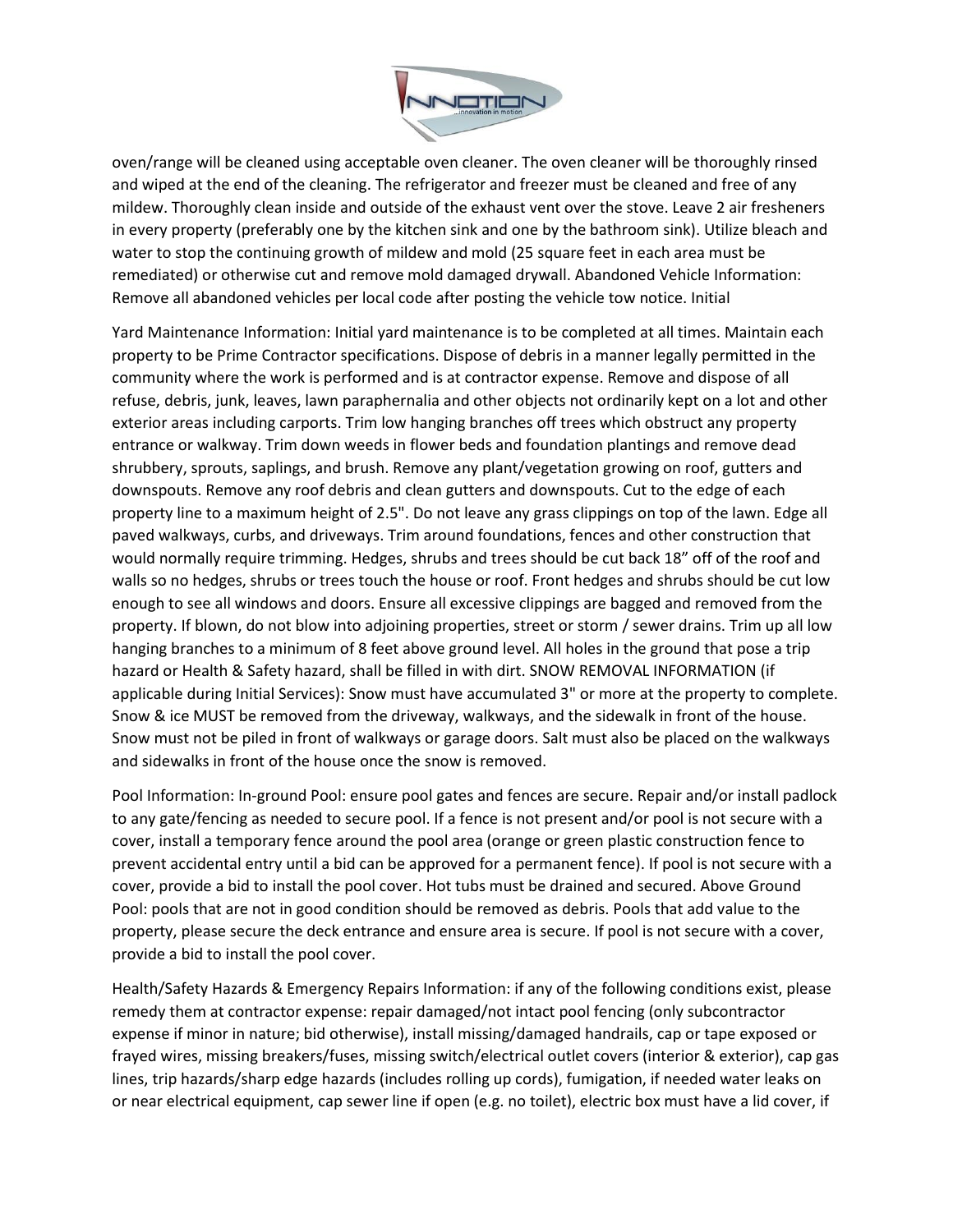oven/range will be cleaned using acceptable oven cleaner. The oven cleaner will be thoroughly rinsed and wiped at the end of the cleaning. The refrigerator and freezer must be cleaned and free of any mildew. Thoroughly clean inside and outside of the exhaust vent over the stove. Leave 2 air fresheners in every property (preferably one by the kitchen sink and one by the bathroom sink). Utilize bleach and water to stop the continuing growth of mildew and mold (25 square feet in each area must be remediated) or otherwise cut and remove mold damaged drywall. Abandoned Vehicle Information: Remove all abandoned vehicles per local code after posting the vehicle tow notice. Initial

Yard Maintenance Information: Initial yard maintenance is to be completed at all times. Maintain each property to be Prime Contractor specifications. Dispose of debris in a manner legally permitted in the community where the work is performed and is at contractor expense. Remove and dispose of all refuse, debris, junk, leaves, lawn paraphernalia and other objects not ordinarily kept on a lot and other exterior areas including carports. Trim low hanging branches off trees which obstruct any property entrance or walkway. Trim down weeds in flower beds and foundation plantings and remove dead shrubbery, sprouts, saplings, and brush. Remove any plant/vegetation growing on roof, gutters and downspouts. Remove any roof debris and clean gutters and downspouts. Cut to the edge of each property line to a maximum height of 2.5". Do not leave any grass clippings on top of the lawn. Edge all paved walkways, curbs, and driveways. Trim around foundations, fences and other construction that would normally require trimming. Hedges, shrubs and trees should be cut back 18" off of the roof and walls so no hedges, shrubs or trees touch the house or roof. Front hedges and shrubs should be cut low enough to see all windows and doors. Ensure all excessive clippings are bagged and removed from the property. If blown, do not blow into adjoining properties, street or storm / sewer drains. Trim up all low hanging branches to a minimum of 8 feet above ground level. All holes in the ground that pose a trip hazard or Health & Safety hazard, shall be filled in with dirt. SNOW REMOVAL INFORMATION (if applicable during Initial Services): Snow must have accumulated 3" or more at the property to complete. Snow & ice MUST be removed from the driveway, walkways, and the sidewalk in front of the house. Snow must not be piled in front of walkways or garage doors. Salt must also be placed on the walkways and sidewalks in front of the house once the snow is removed.

Pool Information: In-ground Pool: ensure pool gates and fences are secure. Repair and/or install padlock to any gate/fencing as needed to secure pool. If a fence is not present and/or pool is not secure with a cover, install a temporary fence around the pool area (orange or green plastic construction fence to prevent accidental entry until a bid can be approved for a permanent fence). If pool is not secure with a cover, provide a bid to install the pool cover. Hot tubs must be drained and secured. Above Ground Pool: pools that are not in good condition should be removed as debris. Pools that add value to the property, please secure the deck entrance and ensure area is secure. If pool is not secure with a cover, provide a bid to install the pool cover.

Health/Safety Hazards & Emergency Repairs Information: if any of the following conditions exist, please remedy them at contractor expense: repair damaged/not intact pool fencing (only subcontractor expense if minor in nature; bid otherwise), install missing/damaged handrails, cap or tape exposed or frayed wires, missing breakers/fuses, missing switch/electrical outlet covers (interior & exterior), cap gas lines, trip hazards/sharp edge hazards (includes rolling up cords), fumigation, if needed water leaks on or near electrical equipment, cap sewer line if open (e.g. no toilet), electric box must have a lid cover, if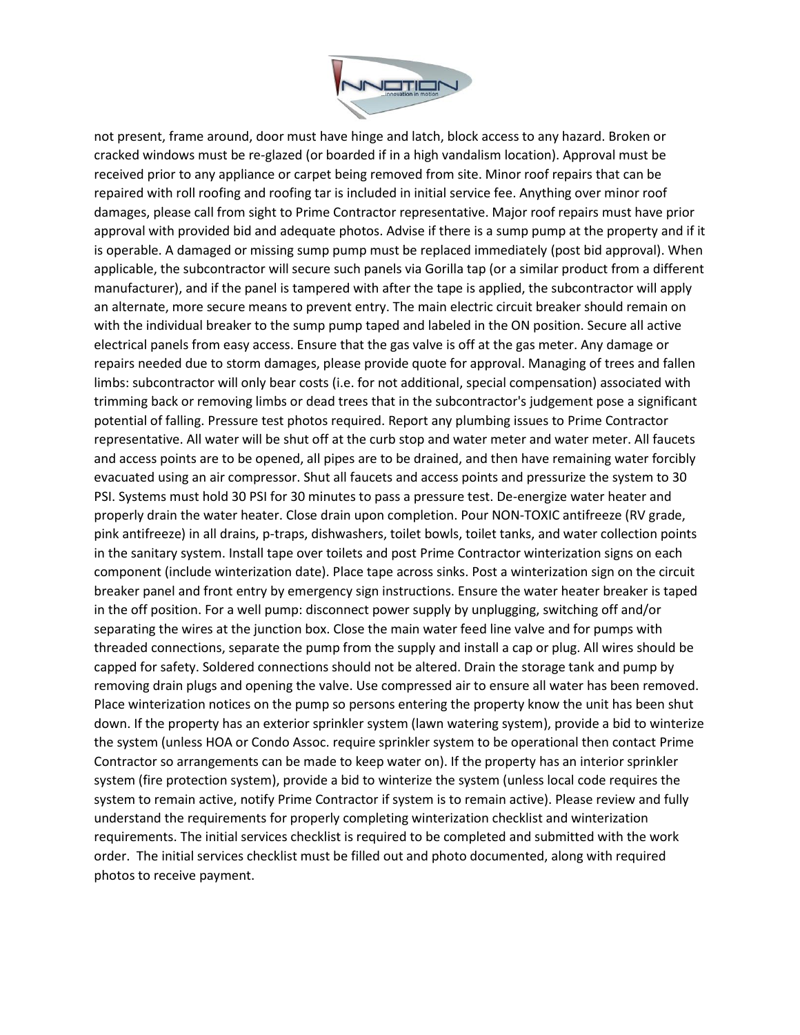not present, frame around, door must have hinge and latch, block access to any hazard. Broken or cracked windows must be re-glazed (or boarded if in a high vandalism location). Approval must be received prior to any appliance or carpet being removed from site. Minor roof repairs that can be repaired with roll roofing and roofing tar is included in initial service fee. Anything over minor roof damages, please call from sight to Prime Contractor representative. Major roof repairs must have prior approval with provided bid and adequate photos. Advise if there is a sump pump at the property and if it is operable. A damaged or missing sump pump must be replaced immediately (post bid approval). When applicable, the subcontractor will secure such panels via Gorilla tap (or a similar product from a different manufacturer), and if the panel is tampered with after the tape is applied, the subcontractor will apply an alternate, more secure means to prevent entry. The main electric circuit breaker should remain on with the individual breaker to the sump pump taped and labeled in the ON position. Secure all active electrical panels from easy access. Ensure that the gas valve is off at the gas meter. Any damage or repairs needed due to storm damages, please provide quote for approval. Managing of trees and fallen limbs: subcontractor will only bear costs (i.e. for not additional, special compensation) associated with trimming back or removing limbs or dead trees that in the subcontractor's judgement pose a significant potential of falling. Pressure test photos required. Report any plumbing issues to Prime Contractor representative. All water will be shut off at the curb stop and water meter and water meter. All faucets and access points are to be opened, all pipes are to be drained, and then have remaining water forcibly evacuated using an air compressor. Shut all faucets and access points and pressurize the system to 30 PSI. Systems must hold 30 PSI for 30 minutes to pass a pressure test. De-energize water heater and properly drain the water heater. Close drain upon completion. Pour NON-TOXIC antifreeze (RV grade, pink antifreeze) in all drains, p-traps, dishwashers, toilet bowls, toilet tanks, and water collection points in the sanitary system. Install tape over toilets and post Prime Contractor winterization signs on each component (include winterization date). Place tape across sinks. Post a winterization sign on the circuit breaker panel and front entry by emergency sign instructions. Ensure the water heater breaker is taped in the off position. For a well pump: disconnect power supply by unplugging, switching off and/or separating the wires at the junction box. Close the main water feed line valve and for pumps with threaded connections, separate the pump from the supply and install a cap or plug. All wires should be capped for safety. Soldered connections should not be altered. Drain the storage tank and pump by removing drain plugs and opening the valve. Use compressed air to ensure all water has been removed. Place winterization notices on the pump so persons entering the property know the unit has been shut down. If the property has an exterior sprinkler system (lawn watering system), provide a bid to winterize the system (unless HOA or Condo Assoc. require sprinkler system to be operational then contact Prime Contractor so arrangements can be made to keep water on). If the property has an interior sprinkler system (fire protection system), provide a bid to winterize the system (unless local code requires the system to remain active, notify Prime Contractor if system is to remain active). Please review and fully understand the requirements for properly completing winterization checklist and winterization requirements. The initial services checklist is required to be completed and submitted with the work order. The initial services checklist must be filled out and photo documented, along with required photos to receive payment.